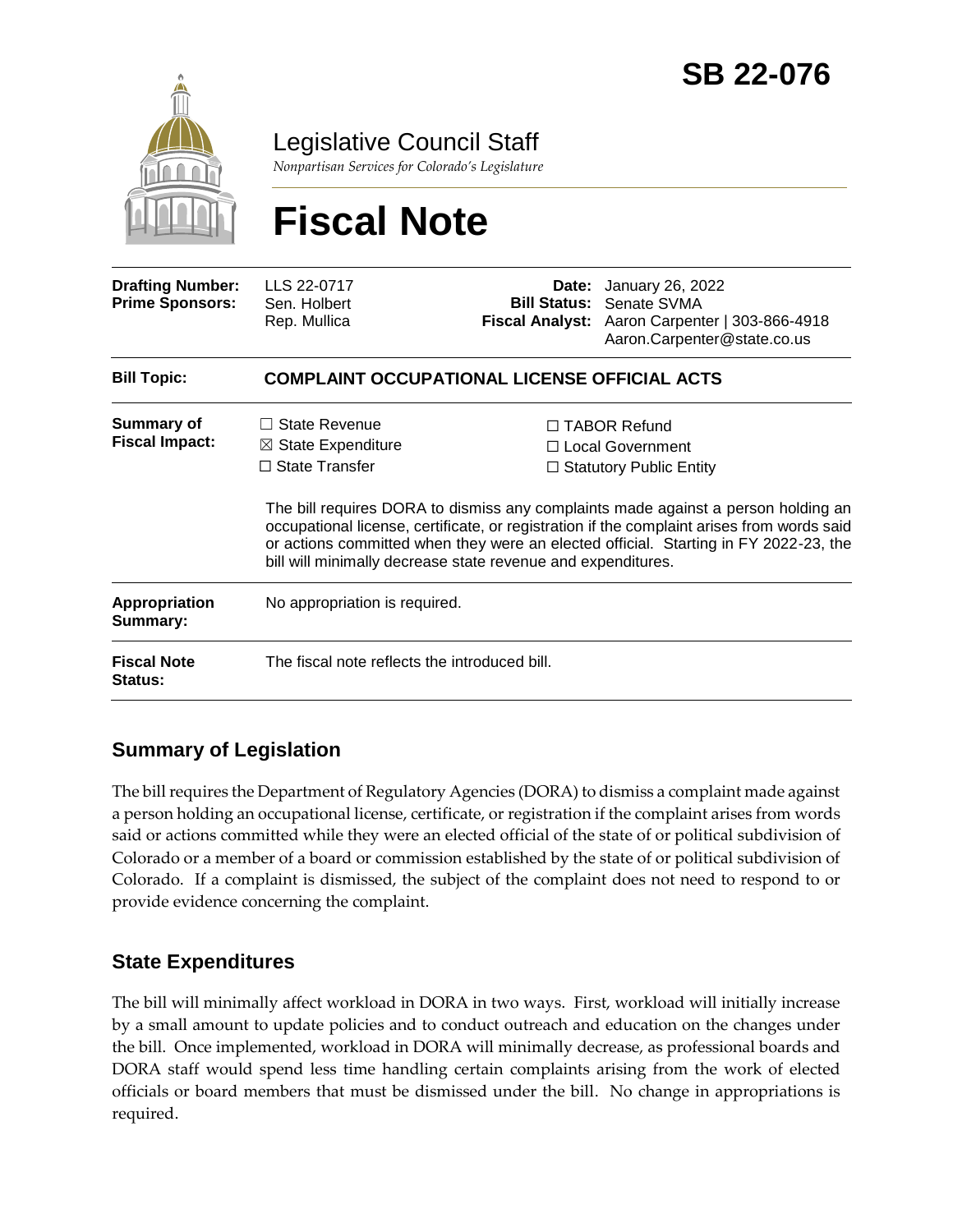# SB 22-076

Legislative Council Staff

*Nonpartisan Services for Colorado's Legislature*

# Fiscal Note

| | | | |
|---|---|---|---|
| **Drafting Number:** | LLS 22-0717 | **Date:** | January 26, 2022 |
| **Prime Sponsors:** | Sen. Holbert<br>Rep. Mullica | **Bill Status:** | Senate SVMA |
| | | **Fiscal Analyst:** | Aaron Carpenter \| 303-866-4918<br>Aaron.Carpenter@state.co.us |

| | |
|---|---|
| **Bill Topic:** | **COMPLAINT OCCUPATIONAL LICENSE OFFICIAL ACTS** |
| **Summary of Fiscal Impact:** | ☐ State Revenue ☒ State Expenditure ☐ State Transfer ☐ TABOR Refund ☐ Local Government ☐ Statutory Public Entity<br><br>The bill requires DORA to dismiss any complaints made against a person holding an occupational license, certificate, or registration if the complaint arises from words said or actions committed when they were an elected official. Starting in FY 2022-23, the bill will minimally decrease state revenue and expenditures. |
| **Appropriation Summary:** | No appropriation is required. |
| **Fiscal Note Status:** | The fiscal note reflects the introduced bill. |

## Summary of Legislation

The bill requires the Department of Regulatory Agencies (DORA) to dismiss a complaint made against a person holding an occupational license, certificate, or registration if the complaint arises from words said or actions committed while they were an elected official of the state of or political subdivision of Colorado or a member of a board or commission established by the state of or political subdivision of Colorado. If a complaint is dismissed, the subject of the complaint does not need to respond to or provide evidence concerning the complaint.

## State Expenditures

The bill will minimally affect workload in DORA in two ways. First, workload will initially increase by a small amount to update policies and to conduct outreach and education on the changes under the bill. Once implemented, workload in DORA will minimally decrease, as professional boards and DORA staff would spend less time handling certain complaints arising from the work of elected officials or board members that must be dismissed under the bill. No change in appropriations is required.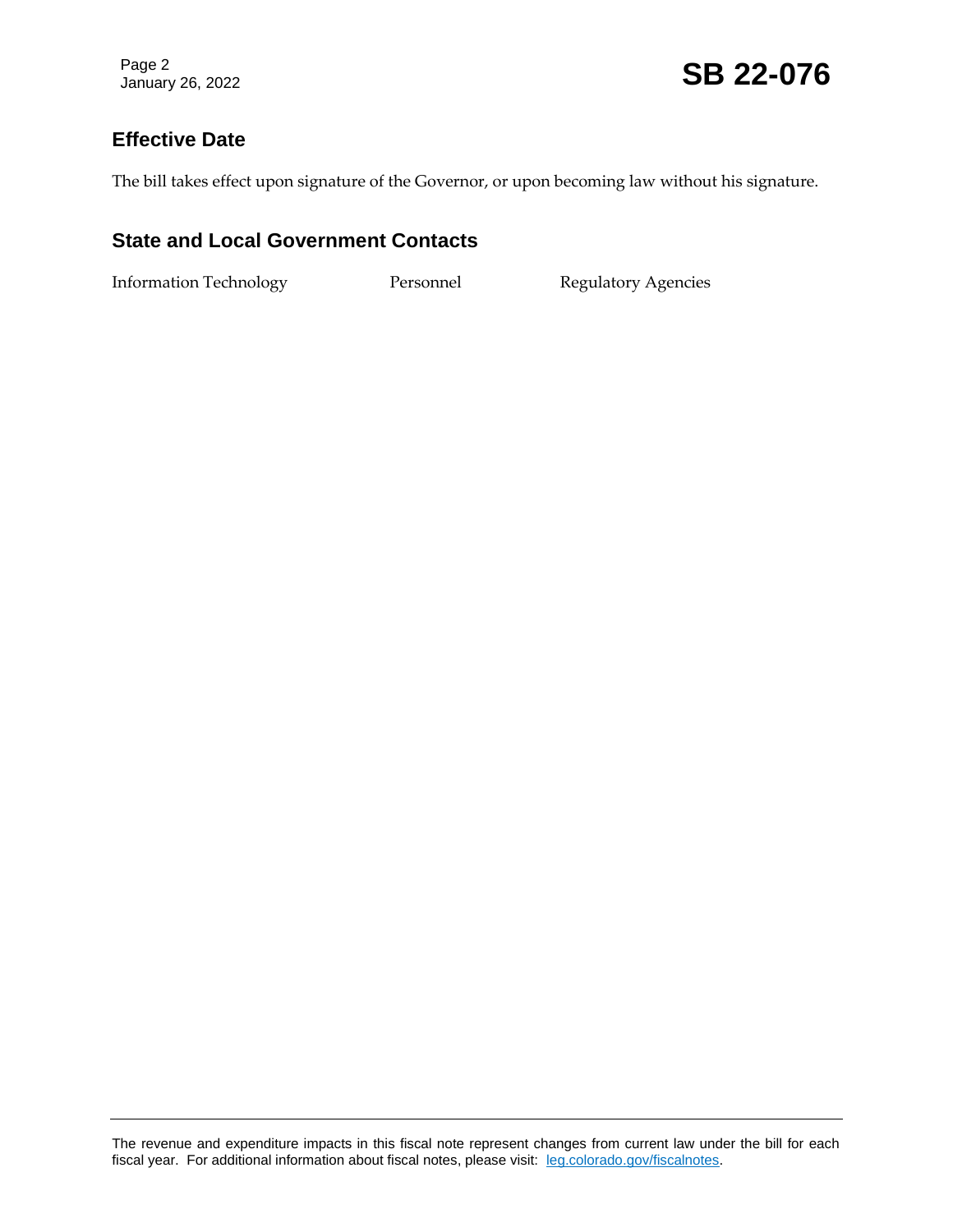## Effective Date

The bill takes effect upon signature of the Governor, or upon becoming law without his signature.

## State and Local Government Contacts

Information Technology  Personnel  Regulatory Agencies

The revenue and expenditure impacts in this fiscal note represent changes from current law under the bill for each fiscal year. For additional information about fiscal notes, please visit: leg.colorado.gov/fiscalnotes.